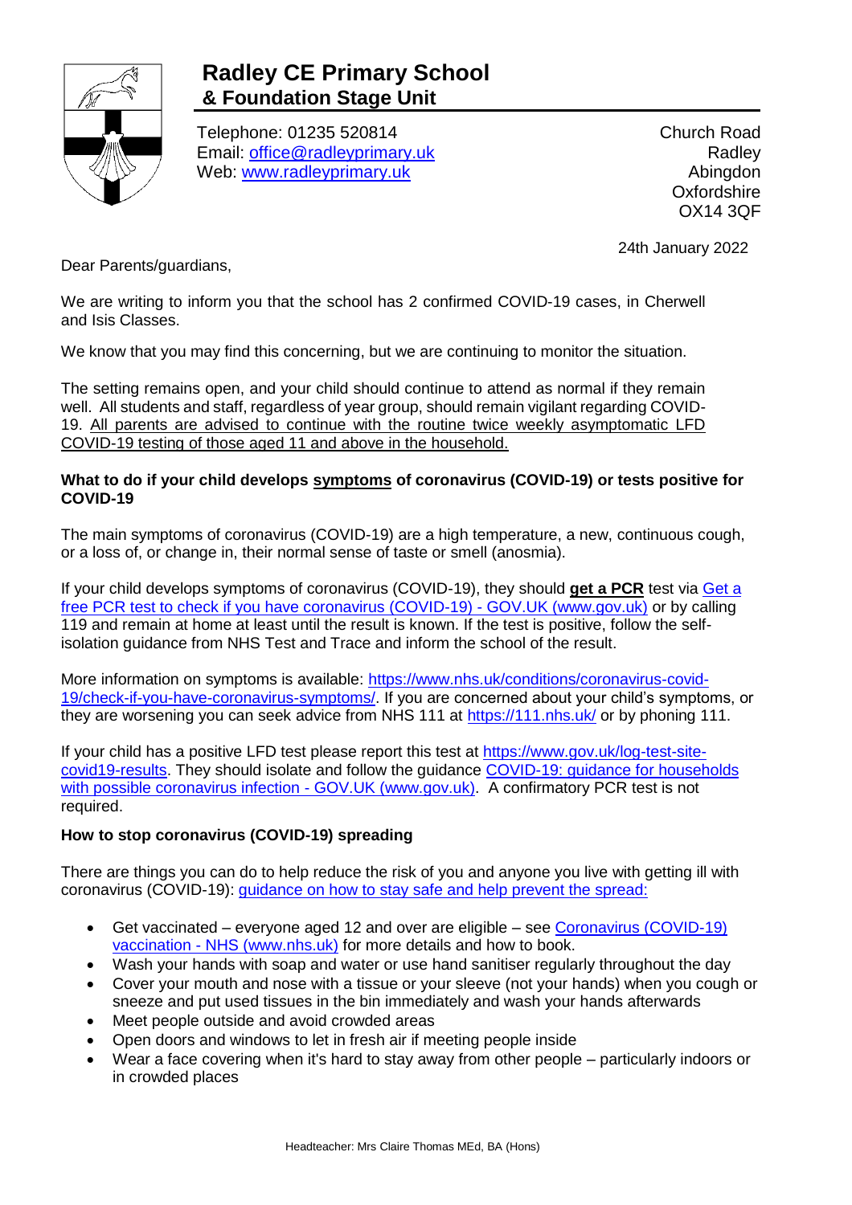# Radley CE Primary School
## & Foundation Stage Unit

Telephone: 01235 520814
Email: [office@radleyprimary.uk](mailto:office@radleyprimary.uk)
Web: [www.radleyprimary.uk](http://www.radleyprimary.uk)

Church Road
Radley
Abingdon
Oxfordshire
OX14 3QF

24th January 2022

Dear Parents/guardians,

We are writing to inform you that the school has 2 confirmed COVID-19 cases, in Cherwell and Isis Classes.

We know that you may find this concerning, but we are continuing to monitor the situation.

The setting remains open, and your child should continue to attend as normal if they remain well. All students and staff, regardless of year group, should remain vigilant regarding COVID-19. <u>All parents are advised to continue with the routine twice weekly asymptomatic LFD COVID-19 testing of those aged 11 and above in the household.</u>

**What to do if your child develops <u>symptoms</u> of coronavirus (COVID-19) or tests positive for COVID-19**

The main symptoms of coronavirus (COVID-19) are a high temperature, a new, continuous cough, or a loss of, or change in, their normal sense of taste or smell (anosmia).

If your child develops symptoms of coronavirus (COVID-19), they should **<u>get a PCR</u>** test via [Get a free PCR test to check if you have coronavirus (COVID-19) - GOV.UK (www.gov.uk)](http://www.gov.uk) or by calling 119 and remain at home at least until the result is known. If the test is positive, follow the self-isolation guidance from NHS Test and Trace and inform the school of the result.

More information on symptoms is available: [https://www.nhs.uk/conditions/coronavirus-covid-19/check-if-you-have-coronavirus-symptoms/](https://www.nhs.uk/conditions/coronavirus-covid-19/check-if-you-have-coronavirus-symptoms/). If you are concerned about your child's symptoms, or they are worsening you can seek advice from NHS 111 at [https://111.nhs.uk/](https://111.nhs.uk/) or by phoning 111.

If your child has a positive LFD test please report this test at [https://www.gov.uk/log-test-site-covid19-results](https://www.gov.uk/log-test-site-covid19-results). They should isolate and follow the guidance [COVID-19: guidance for households with possible coronavirus infection - GOV.UK (www.gov.uk)](http://www.gov.uk). A confirmatory PCR test is not required.

**How to stop coronavirus (COVID-19) spreading**

There are things you can do to help reduce the risk of you and anyone you live with getting ill with coronavirus (COVID-19): [guidance on how to stay safe and help prevent the spread:](http://www.gov.uk)

- Get vaccinated – everyone aged 12 and over are eligible – see [Coronavirus (COVID-19) vaccination - NHS (www.nhs.uk)](http://www.nhs.uk) for more details and how to book.
- Wash your hands with soap and water or use hand sanitiser regularly throughout the day
- Cover your mouth and nose with a tissue or your sleeve (not your hands) when you cough or sneeze and put used tissues in the bin immediately and wash your hands afterwards
- Meet people outside and avoid crowded areas
- Open doors and windows to let in fresh air if meeting people inside
- Wear a face covering when it's hard to stay away from other people – particularly indoors or in crowded places

Headteacher: Mrs Claire Thomas MEd, BA (Hons)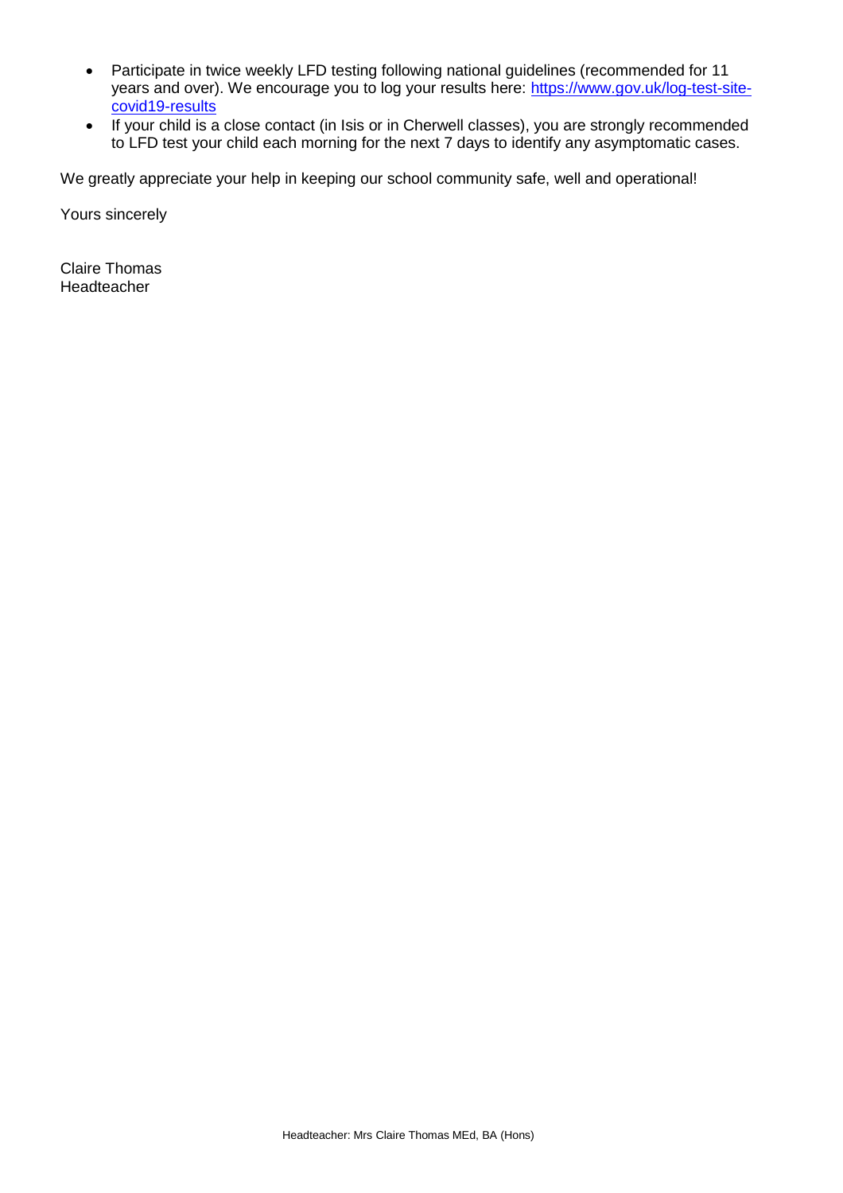- Participate in twice weekly LFD testing following national guidelines (recommended for 11 years and over). We encourage you to log your results here: [https://www.gov.uk/log-test-site-covid19-results](https://www.gov.uk/log-test-site-covid19-results)
- If your child is a close contact (in Isis or in Cherwell classes), you are strongly recommended to LFD test your child each morning for the next 7 days to identify any asymptomatic cases.

We greatly appreciate your help in keeping our school community safe, well and operational!

Yours sincerely

Claire Thomas
Headteacher

Headteacher: Mrs Claire Thomas MEd, BA (Hons)